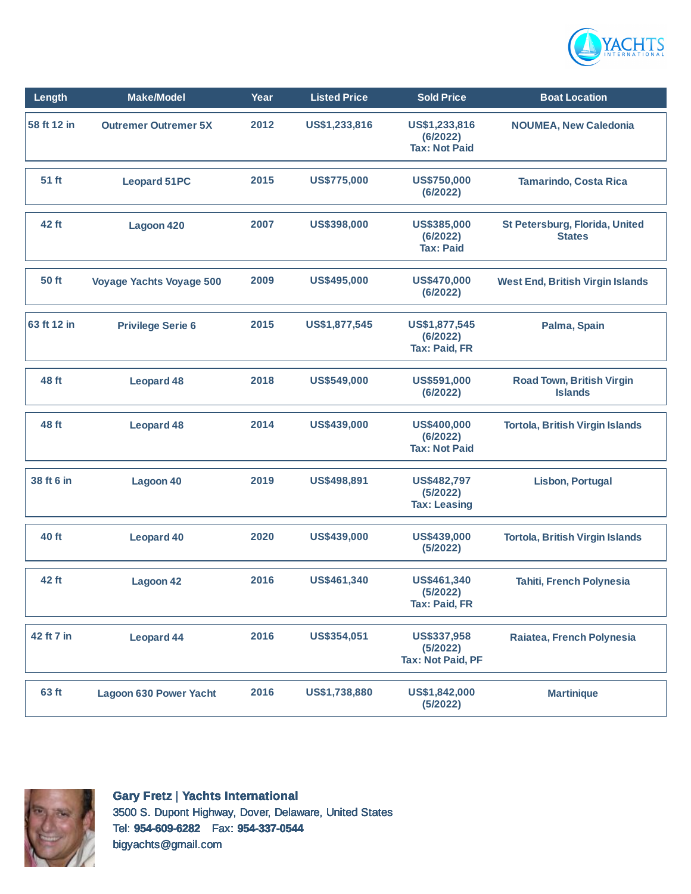| Length | Make/Model | Year | Listed Price | Sold Price | Boat Location |
|---|---|---|---|---|---|
| 58 ft 12 in | Outremer Outremer 5X | 2012 | US$1,233,816 | US$1,233,816 (6/2022) Tax: Not Paid | NOUMEA, New Caledonia |
| 51 ft | Leopard 51PC | 2015 | US$775,000 | US$750,000 (6/2022) | Tamarindo, Costa Rica |
| 42 ft | Lagoon 420 | 2007 | US$398,000 | US$385,000 (6/2022) Tax: Paid | St Petersburg, Florida, United States |
| 50 ft | Voyage Yachts Voyage 500 | 2009 | US$495,000 | US$470,000 (6/2022) | West End, British Virgin Islands |
| 63 ft 12 in | Privilege Serie 6 | 2015 | US$1,877,545 | US$1,877,545 (6/2022) Tax: Paid, FR | Palma, Spain |
| 48 ft | Leopard 48 | 2018 | US$549,000 | US$591,000 (6/2022) | Road Town, British Virgin Islands |
| 48 ft | Leopard 48 | 2014 | US$439,000 | US$400,000 (6/2022) Tax: Not Paid | Tortola, British Virgin Islands |
| 38 ft 6 in | Lagoon 40 | 2019 | US$498,891 | US$482,797 (5/2022) Tax: Leasing | Lisbon, Portugal |
| 40 ft | Leopard 40 | 2020 | US$439,000 | US$439,000 (5/2022) | Tortola, British Virgin Islands |
| 42 ft | Lagoon 42 | 2016 | US$461,340 | US$461,340 (5/2022) Tax: Paid, FR | Tahiti, French Polynesia |
| 42 ft 7 in | Leopard 44 | 2016 | US$354,051 | US$337,958 (5/2022) Tax: Not Paid, PF | Raiatea, French Polynesia |
| 63 ft | Lagoon 630 Power Yacht | 2016 | US$1,738,880 | US$1,842,000 (5/2022) | Martinique |

**Gary Fretz | Yachts International**
3500 S. Dupont Highway, Dover, Delaware, United States
Tel: **954-609-6282** Fax: **954-337-0544**
bigyachts@gmail.com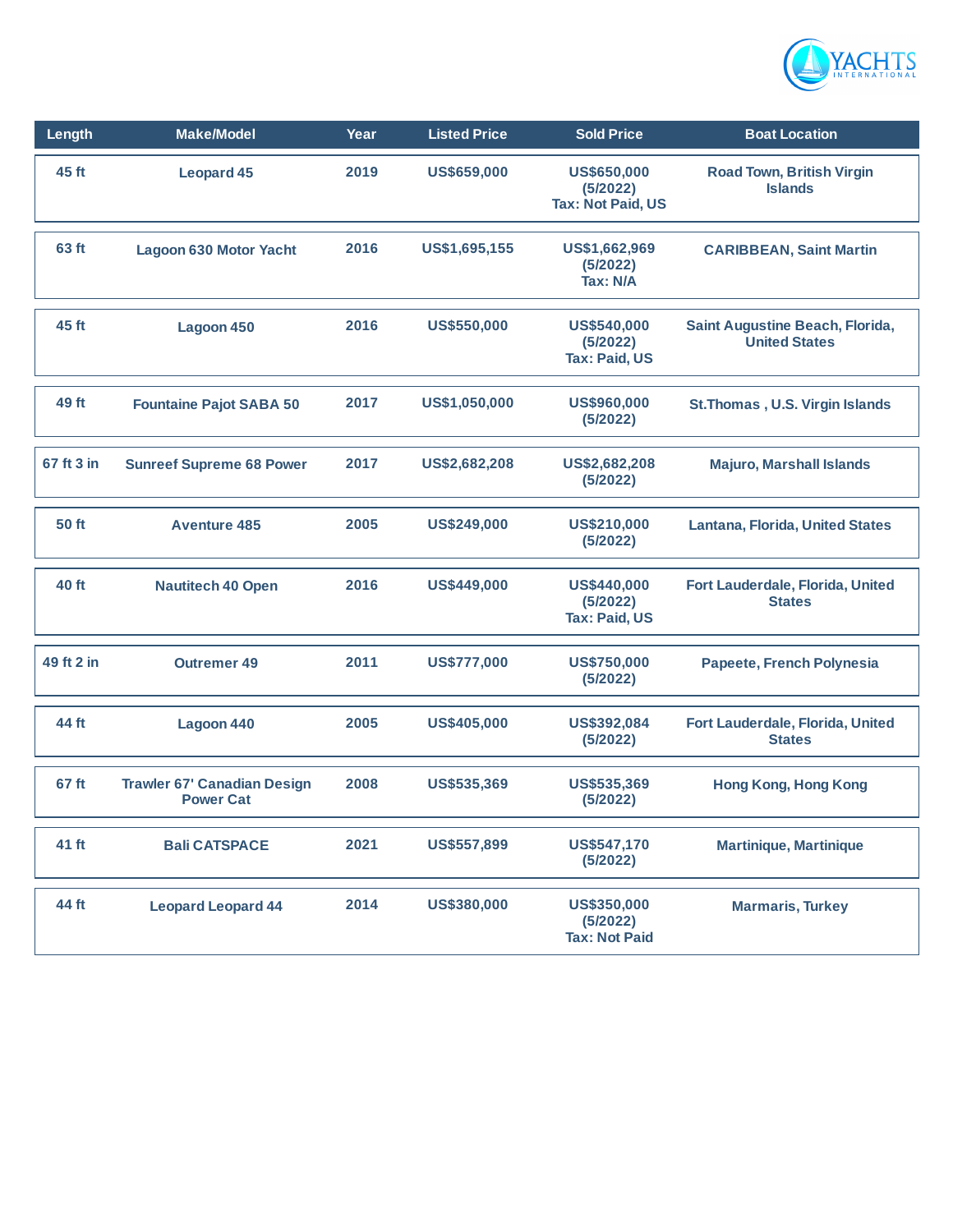| Length | Make/Model | Year | Listed Price | Sold Price | Boat Location |
|---|---|---|---|---|---|
| 45 ft | Leopard 45 | 2019 | US$659,000 | US$650,000 (5/2022) Tax: Not Paid, US | Road Town, British Virgin Islands |
| 63 ft | Lagoon 630 Motor Yacht | 2016 | US$1,695,155 | US$1,662,969 (5/2022) Tax: N/A | CARIBBEAN, Saint Martin |
| 45 ft | Lagoon 450 | 2016 | US$550,000 | US$540,000 (5/2022) Tax: Paid, US | Saint Augustine Beach, Florida, United States |
| 49 ft | Fountaine Pajot SABA 50 | 2017 | US$1,050,000 | US$960,000 (5/2022) | St.Thomas , U.S. Virgin Islands |
| 67 ft 3 in | Sunreef Supreme 68 Power | 2017 | US$2,682,208 | US$2,682,208 (5/2022) | Majuro, Marshall Islands |
| 50 ft | Aventure 485 | 2005 | US$249,000 | US$210,000 (5/2022) | Lantana, Florida, United States |
| 40 ft | Nautitech 40 Open | 2016 | US$449,000 | US$440,000 (5/2022) Tax: Paid, US | Fort Lauderdale, Florida, United States |
| 49 ft 2 in | Outremer 49 | 2011 | US$777,000 | US$750,000 (5/2022) | Papeete, French Polynesia |
| 44 ft | Lagoon 440 | 2005 | US$405,000 | US$392,084 (5/2022) | Fort Lauderdale, Florida, United States |
| 67 ft | Trawler 67' Canadian Design Power Cat | 2008 | US$535,369 | US$535,369 (5/2022) | Hong Kong, Hong Kong |
| 41 ft | Bali CATSPACE | 2021 | US$557,899 | US$547,170 (5/2022) | Martinique, Martinique |
| 44 ft | Leopard Leopard 44 | 2014 | US$380,000 | US$350,000 (5/2022) Tax: Not Paid | Marmaris, Turkey |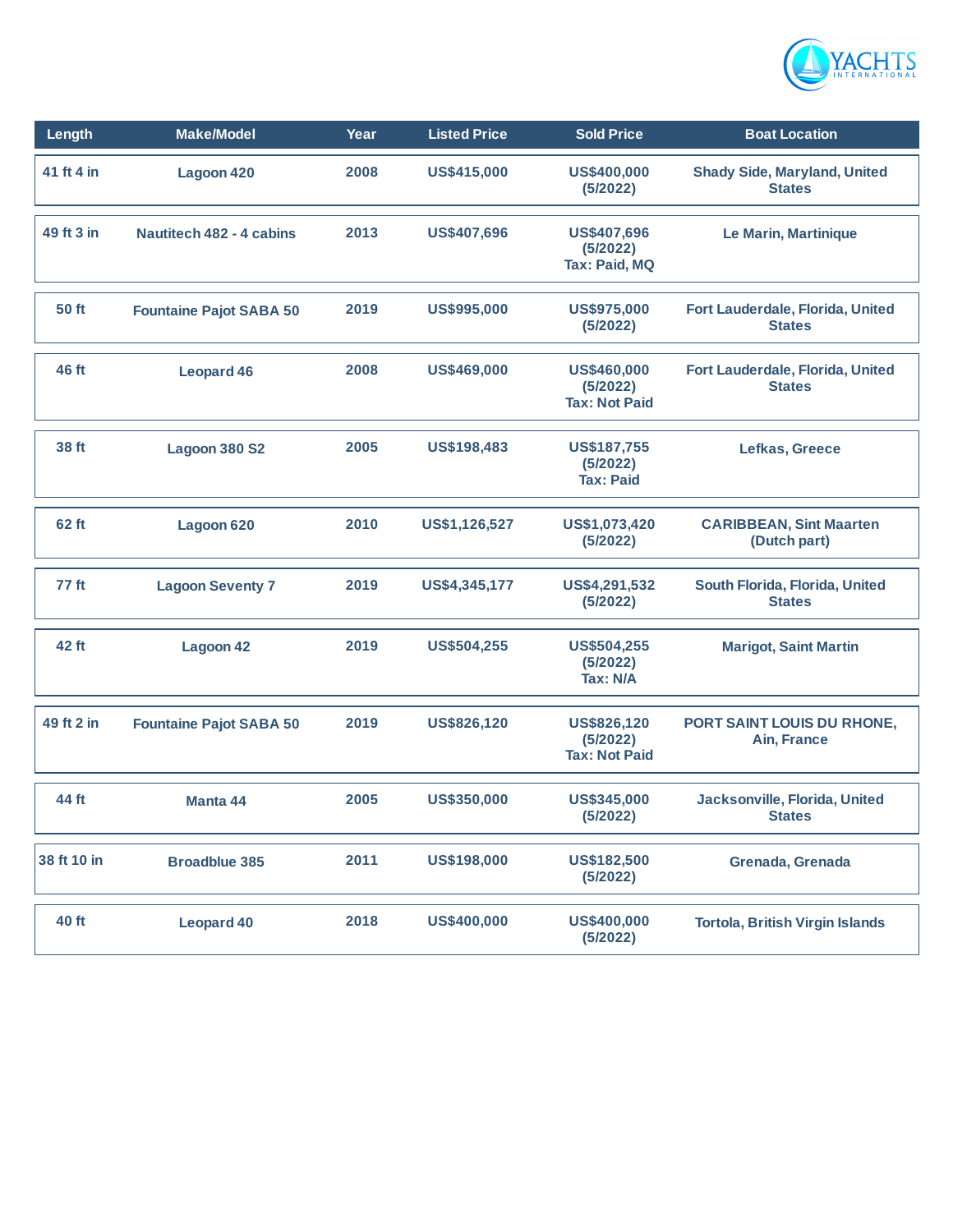| Length | Make/Model | Year | Listed Price | Sold Price | Boat Location |
|---|---|---|---|---|---|
| 41 ft 4 in | Lagoon 420 | 2008 | US$415,000 | US$400,000 (5/2022) | Shady Side, Maryland, United States |
| 49 ft 3 in | Nautitech 482 - 4 cabins | 2013 | US$407,696 | US$407,696 (5/2022) Tax: Paid, MQ | Le Marin, Martinique |
| 50 ft | Fountaine Pajot SABA 50 | 2019 | US$995,000 | US$975,000 (5/2022) | Fort Lauderdale, Florida, United States |
| 46 ft | Leopard 46 | 2008 | US$469,000 | US$460,000 (5/2022) Tax: Not Paid | Fort Lauderdale, Florida, United States |
| 38 ft | Lagoon 380 S2 | 2005 | US$198,483 | US$187,755 (5/2022) Tax: Paid | Lefkas, Greece |
| 62 ft | Lagoon 620 | 2010 | US$1,126,527 | US$1,073,420 (5/2022) | CARIBBEAN, Sint Maarten (Dutch part) |
| 77 ft | Lagoon Seventy 7 | 2019 | US$4,345,177 | US$4,291,532 (5/2022) | South Florida, Florida, United States |
| 42 ft | Lagoon 42 | 2019 | US$504,255 | US$504,255 (5/2022) Tax: N/A | Marigot, Saint Martin |
| 49 ft 2 in | Fountaine Pajot SABA 50 | 2019 | US$826,120 | US$826,120 (5/2022) Tax: Not Paid | PORT SAINT LOUIS DU RHONE, Ain, France |
| 44 ft | Manta 44 | 2005 | US$350,000 | US$345,000 (5/2022) | Jacksonville, Florida, United States |
| 38 ft 10 in | Broadblue 385 | 2011 | US$198,000 | US$182,500 (5/2022) | Grenada, Grenada |
| 40 ft | Leopard 40 | 2018 | US$400,000 | US$400,000 (5/2022) | Tortola, British Virgin Islands |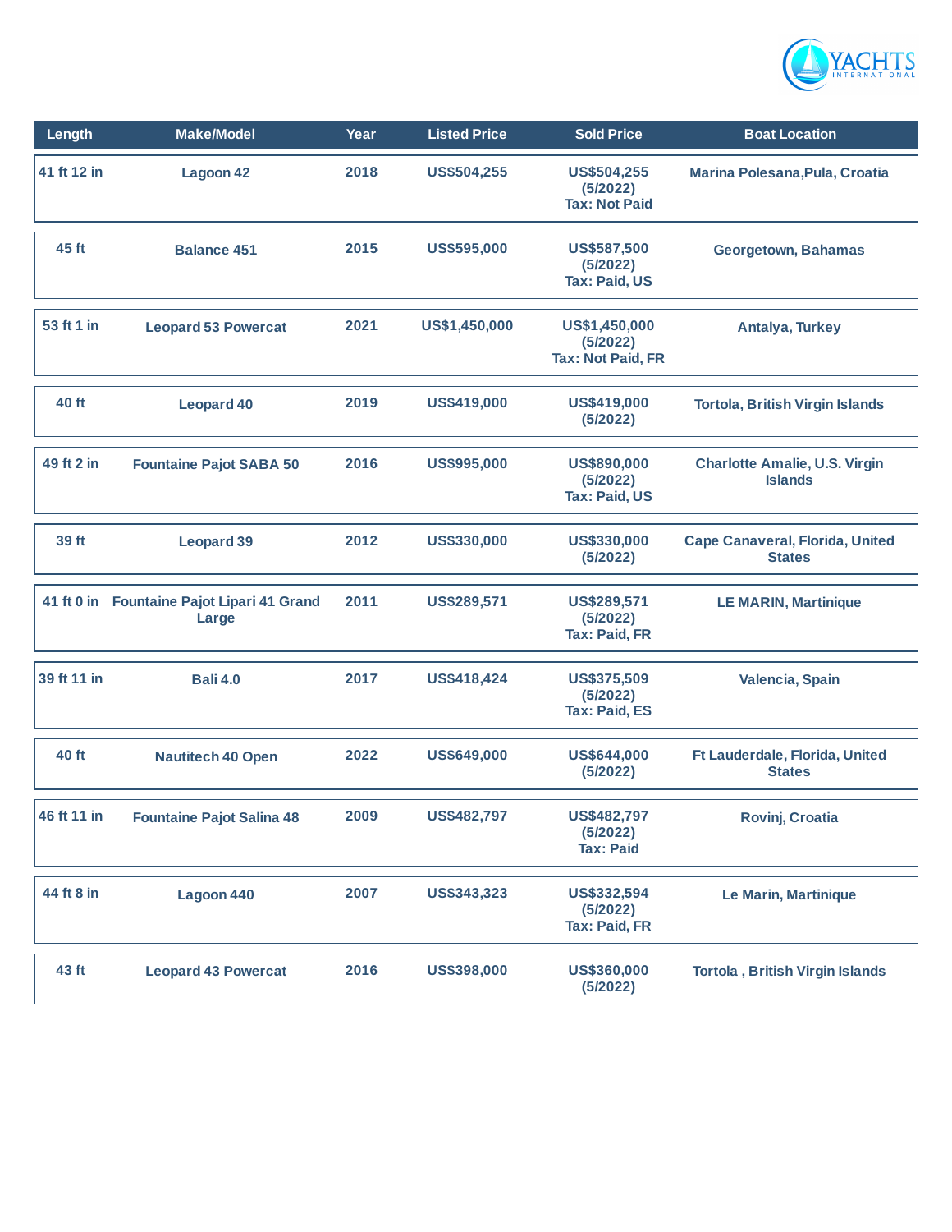| Length | Make/Model | Year | Listed Price | Sold Price | Boat Location |
|---|---|---|---|---|---|
| 41 ft 12 in | Lagoon 42 | 2018 | US$504,255 | US$504,255 (5/2022) Tax: Not Paid | Marina Polesana,Pula, Croatia |
| 45 ft | Balance 451 | 2015 | US$595,000 | US$587,500 (5/2022) Tax: Paid, US | Georgetown, Bahamas |
| 53 ft 1 in | Leopard 53 Powercat | 2021 | US$1,450,000 | US$1,450,000 (5/2022) Tax: Not Paid, FR | Antalya, Turkey |
| 40 ft | Leopard 40 | 2019 | US$419,000 | US$419,000 (5/2022) | Tortola, British Virgin Islands |
| 49 ft 2 in | Fountaine Pajot SABA 50 | 2016 | US$995,000 | US$890,000 (5/2022) Tax: Paid, US | Charlotte Amalie, U.S. Virgin Islands |
| 39 ft | Leopard 39 | 2012 | US$330,000 | US$330,000 (5/2022) | Cape Canaveral, Florida, United States |
| 41 ft 0 in | Fountaine Pajot Lipari 41 Grand Large | 2011 | US$289,571 | US$289,571 (5/2022) Tax: Paid, FR | LE MARIN, Martinique |
| 39 ft 11 in | Bali 4.0 | 2017 | US$418,424 | US$375,509 (5/2022) Tax: Paid, ES | Valencia, Spain |
| 40 ft | Nautitech 40 Open | 2022 | US$649,000 | US$644,000 (5/2022) | Ft Lauderdale, Florida, United States |
| 46 ft 11 in | Fountaine Pajot Salina 48 | 2009 | US$482,797 | US$482,797 (5/2022) Tax: Paid | Rovinj, Croatia |
| 44 ft 8 in | Lagoon 440 | 2007 | US$343,323 | US$332,594 (5/2022) Tax: Paid, FR | Le Marin, Martinique |
| 43 ft | Leopard 43 Powercat | 2016 | US$398,000 | US$360,000 (5/2022) | Tortola , British Virgin Islands |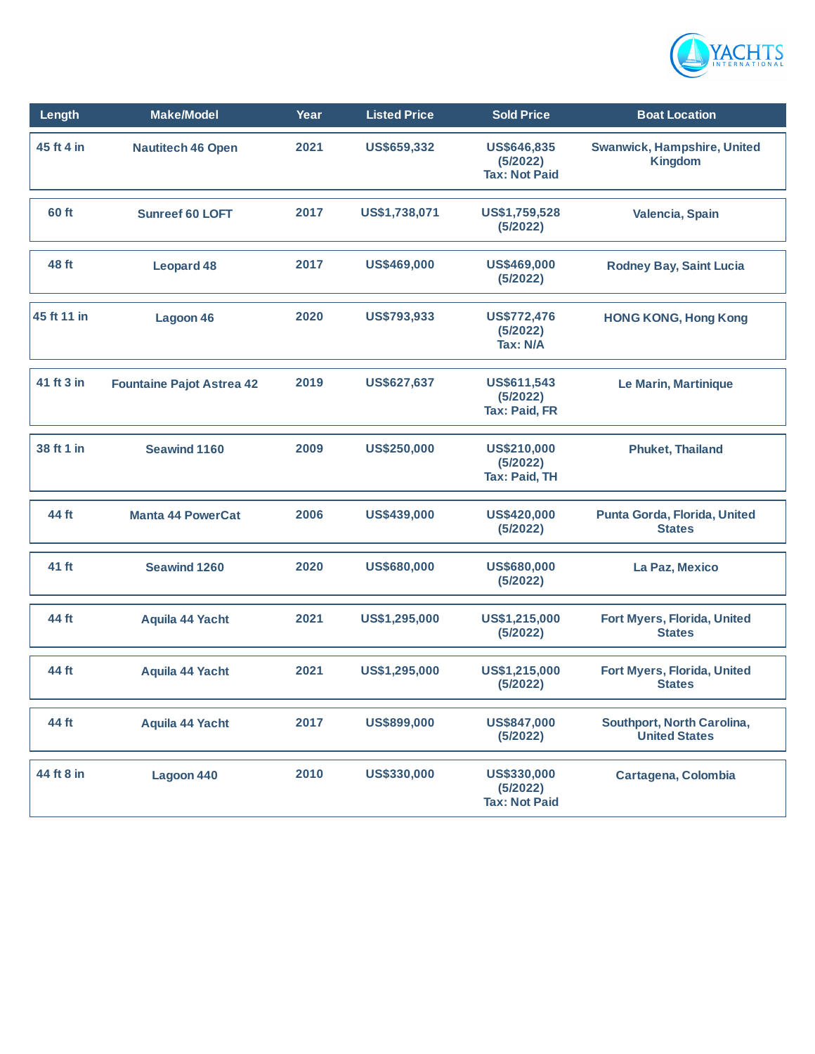| Length | Make/Model | Year | Listed Price | Sold Price | Boat Location |
|---|---|---|---|---|---|
| 45 ft 4 in | Nautitech 46 Open | 2021 | US$659,332 | US$646,835 (5/2022) Tax: Not Paid | Swanwick, Hampshire, United Kingdom |
| 60 ft | Sunreef 60 LOFT | 2017 | US$1,738,071 | US$1,759,528 (5/2022) | Valencia, Spain |
| 48 ft | Leopard 48 | 2017 | US$469,000 | US$469,000 (5/2022) | Rodney Bay, Saint Lucia |
| 45 ft 11 in | Lagoon 46 | 2020 | US$793,933 | US$772,476 (5/2022) Tax: N/A | HONG KONG, Hong Kong |
| 41 ft 3 in | Fountaine Pajot Astrea 42 | 2019 | US$627,637 | US$611,543 (5/2022) Tax: Paid, FR | Le Marin, Martinique |
| 38 ft 1 in | Seawind 1160 | 2009 | US$250,000 | US$210,000 (5/2022) Tax: Paid, TH | Phuket, Thailand |
| 44 ft | Manta 44 PowerCat | 2006 | US$439,000 | US$420,000 (5/2022) | Punta Gorda, Florida, United States |
| 41 ft | Seawind 1260 | 2020 | US$680,000 | US$680,000 (5/2022) | La Paz, Mexico |
| 44 ft | Aquila 44 Yacht | 2021 | US$1,295,000 | US$1,215,000 (5/2022) | Fort Myers, Florida, United States |
| 44 ft | Aquila 44 Yacht | 2021 | US$1,295,000 | US$1,215,000 (5/2022) | Fort Myers, Florida, United States |
| 44 ft | Aquila 44 Yacht | 2017 | US$899,000 | US$847,000 (5/2022) | Southport, North Carolina, United States |
| 44 ft 8 in | Lagoon 440 | 2010 | US$330,000 | US$330,000 (5/2022) Tax: Not Paid | Cartagena, Colombia |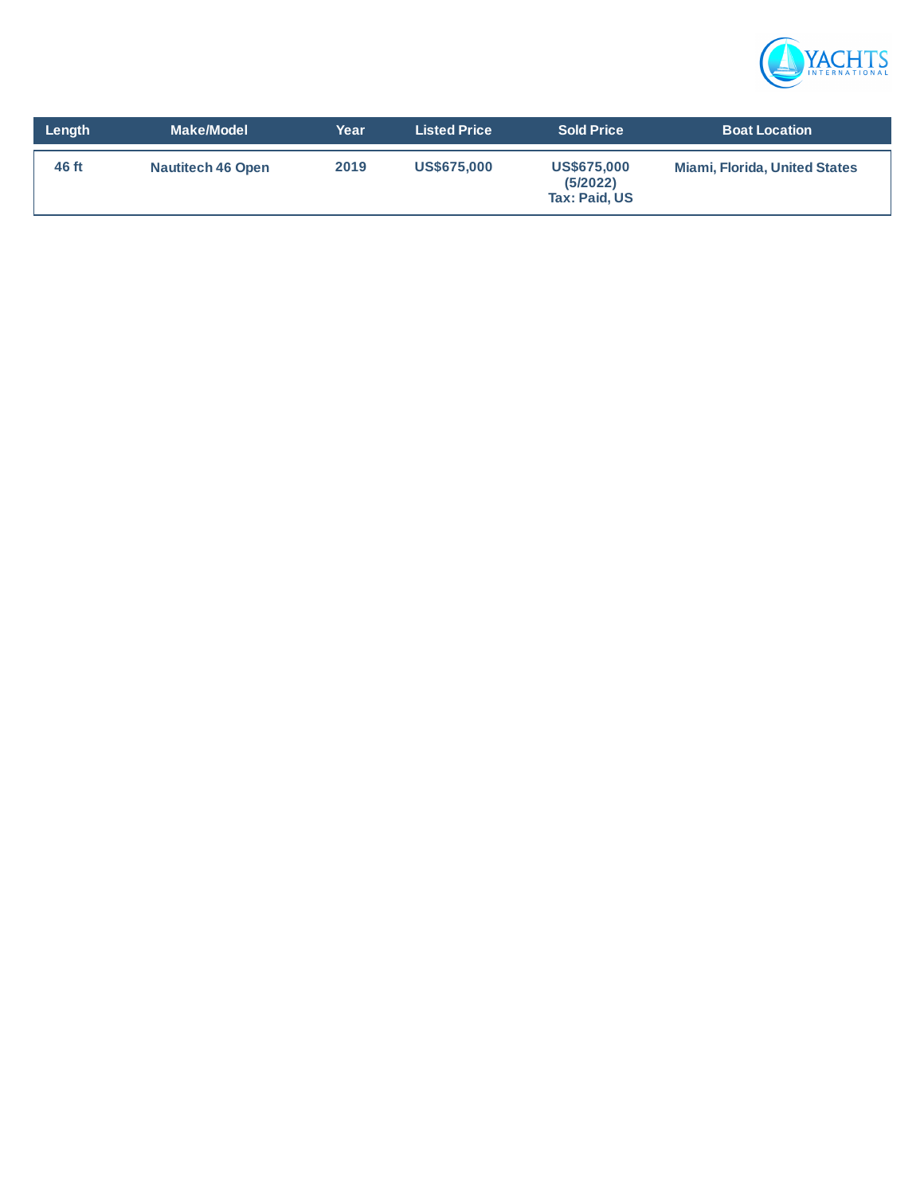| Length | Make/Model | Year | Listed Price | Sold Price | Boat Location |
|---|---|---|---|---|---|
| 46 ft | Nautitech 46 Open | 2019 | US$675,000 | US$675,000 (5/2022) Tax: Paid, US | Miami, Florida, United States |